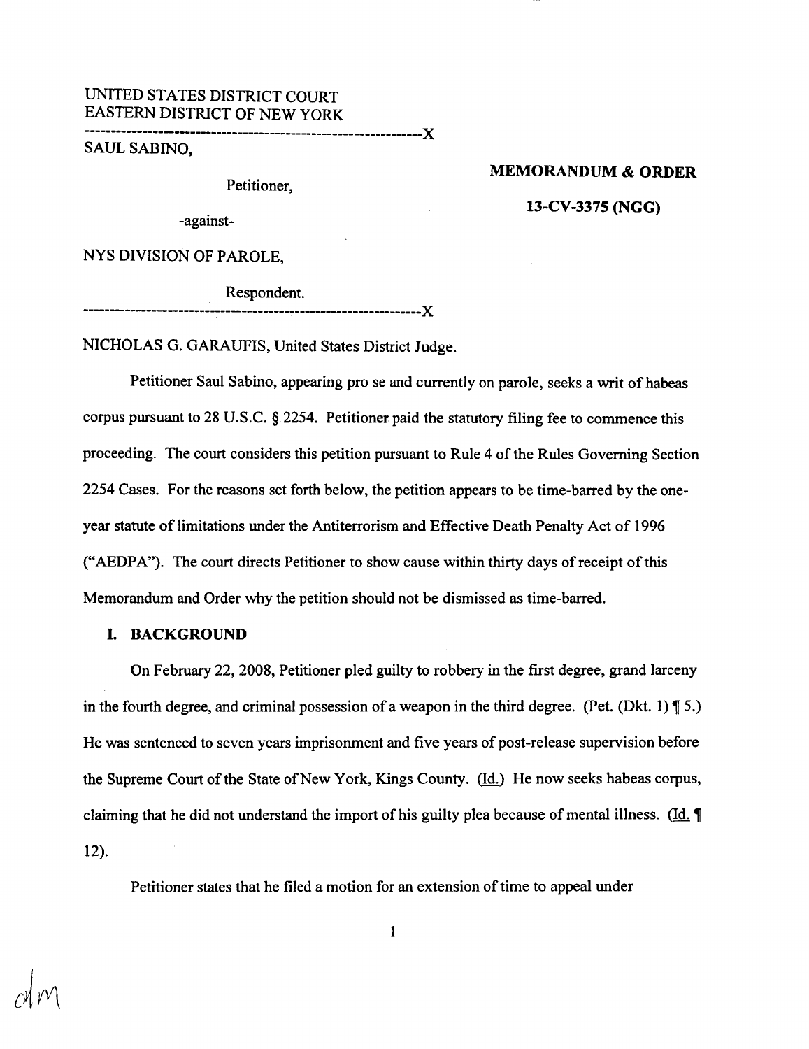UNITED STATES DISTRICT COURT
EASTERN DISTRICT OF NEW YORK

---------------------------------------------------------------X

SAUL SABINO,

Petitioner,

-against-

NYS DIVISION OF PAROLE,

Respondent.

---------------------------------------------------------------X

**MEMORANDUM & ORDER**

**13-CV-3375 (NGG)**

NICHOLAS G. GARAUFIS, United States District Judge.

Petitioner Saul Sabino, appearing pro se and currently on parole, seeks a writ of habeas corpus pursuant to 28 U.S.C. § 2254. Petitioner paid the statutory filing fee to commence this proceeding. The court considers this petition pursuant to Rule 4 of the Rules Governing Section 2254 Cases. For the reasons set forth below, the petition appears to be time-barred by the one-year statute of limitations under the Antiterrorism and Effective Death Penalty Act of 1996 ("AEDPA"). The court directs Petitioner to show cause within thirty days of receipt of this Memorandum and Order why the petition should not be dismissed as time-barred.

## I. BACKGROUND

On February 22, 2008, Petitioner pled guilty to robbery in the first degree, grand larceny in the fourth degree, and criminal possession of a weapon in the third degree. (Pet. (Dkt. 1) ¶ 5.) He was sentenced to seven years imprisonment and five years of post-release supervision before the Supreme Court of the State of New York, Kings County. (Id.) He now seeks habeas corpus, claiming that he did not understand the import of his guilty plea because of mental illness. (Id. ¶ 12).

Petitioner states that he filed a motion for an extension of time to appeal under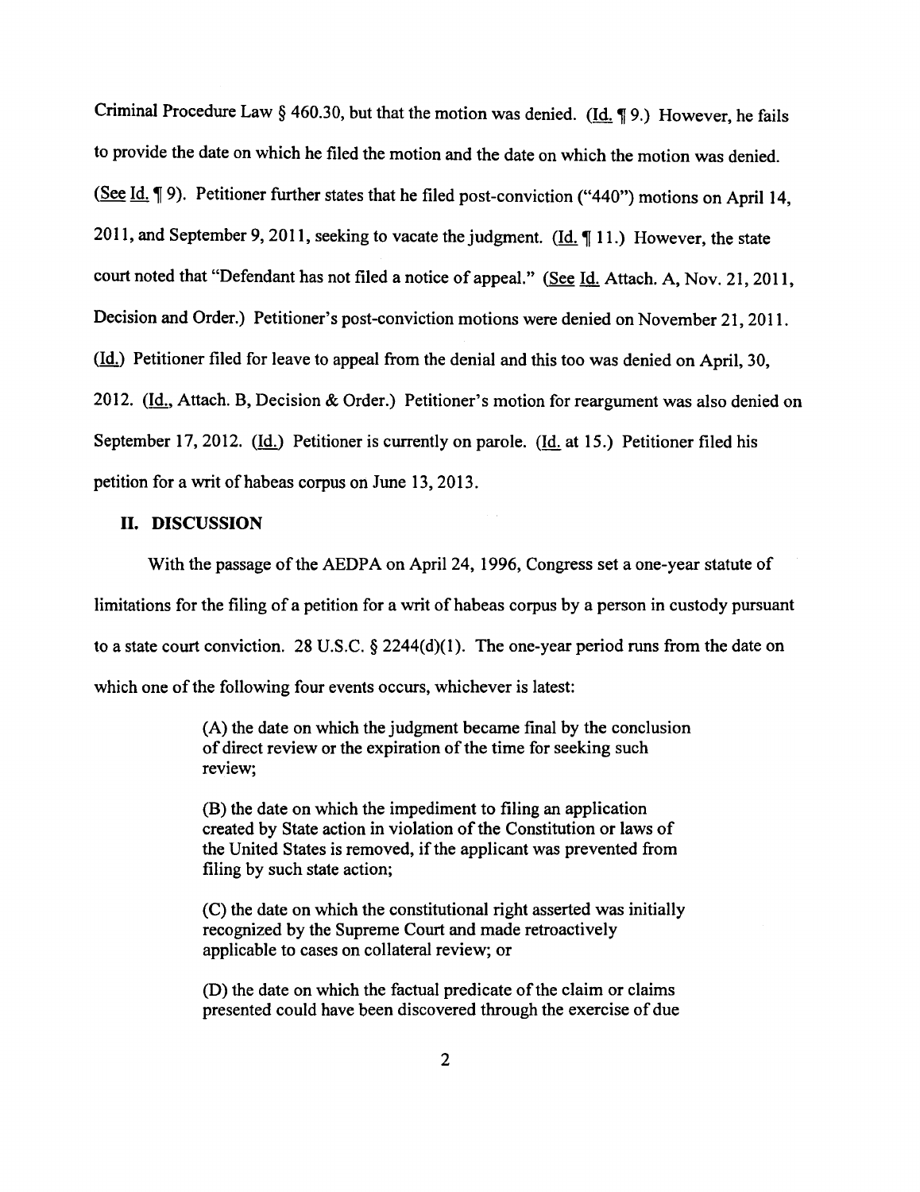Criminal Procedure Law § 460.30, but that the motion was denied. (Id. ¶ 9.) However, he fails to provide the date on which he filed the motion and the date on which the motion was denied. (See Id. ¶ 9). Petitioner further states that he filed post-conviction ("440") motions on April 14, 2011, and September 9, 2011, seeking to vacate the judgment. (Id. ¶ 11.) However, the state court noted that "Defendant has not filed a notice of appeal." (See Id. Attach. A, Nov. 21, 2011, Decision and Order.) Petitioner's post-conviction motions were denied on November 21, 2011. (Id.) Petitioner filed for leave to appeal from the denial and this too was denied on April, 30, 2012. (Id., Attach. B, Decision & Order.) Petitioner's motion for reargument was also denied on September 17, 2012. (Id.) Petitioner is currently on parole. (Id. at 15.) Petitioner filed his petition for a writ of habeas corpus on June 13, 2013.

## II. DISCUSSION

With the passage of the AEDPA on April 24, 1996, Congress set a one-year statute of limitations for the filing of a petition for a writ of habeas corpus by a person in custody pursuant to a state court conviction. 28 U.S.C. § 2244(d)(1). The one-year period runs from the date on which one of the following four events occurs, whichever is latest:

> (A) the date on which the judgment became final by the conclusion of direct review or the expiration of the time for seeking such review;
>
> (B) the date on which the impediment to filing an application created by State action in violation of the Constitution or laws of the United States is removed, if the applicant was prevented from filing by such state action;
>
> (C) the date on which the constitutional right asserted was initially recognized by the Supreme Court and made retroactively applicable to cases on collateral review; or
>
> (D) the date on which the factual predicate of the claim or claims presented could have been discovered through the exercise of due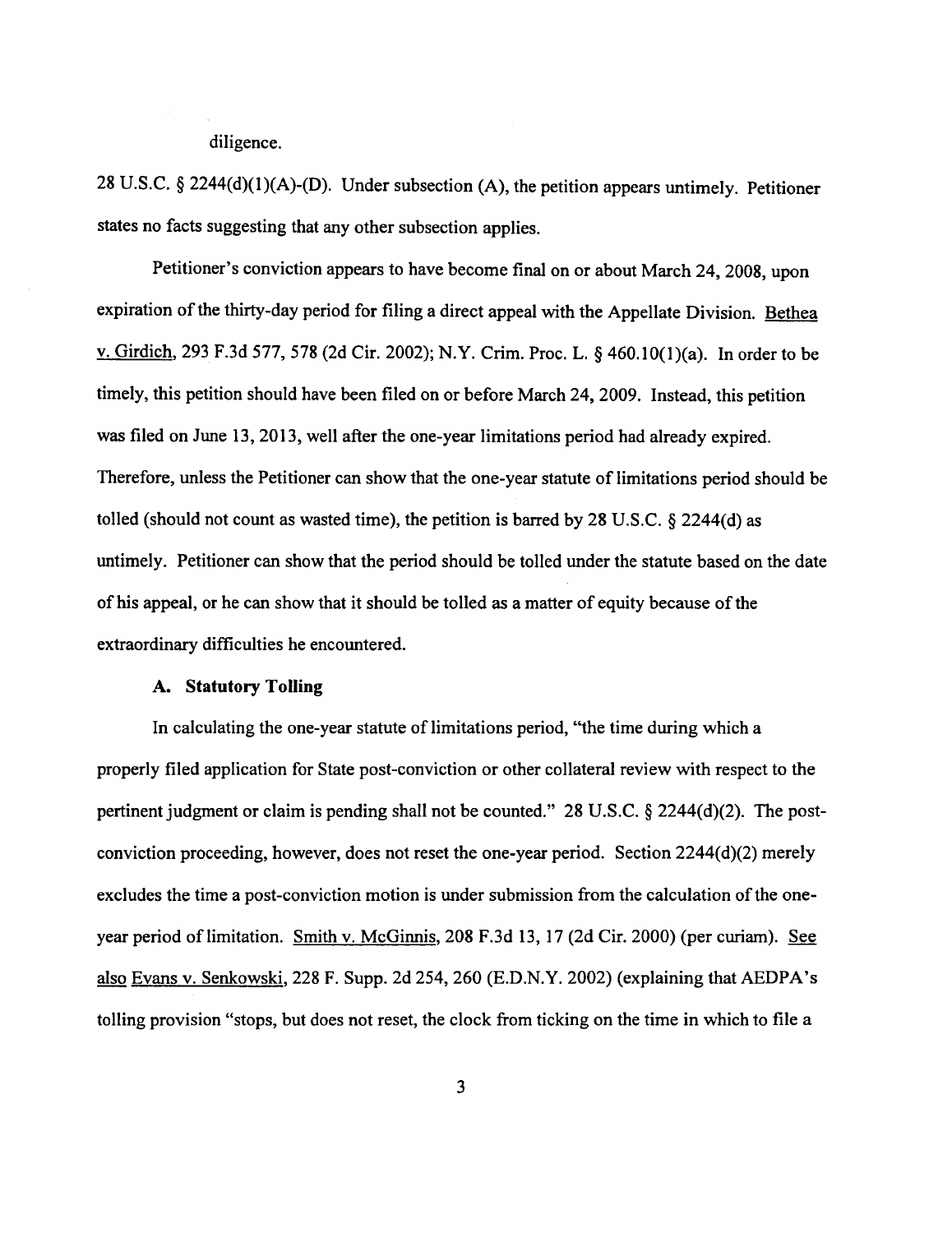diligence.

28 U.S.C. § 2244(d)(1)(A)-(D). Under subsection (A), the petition appears untimely. Petitioner states no facts suggesting that any other subsection applies.

Petitioner's conviction appears to have become final on or about March 24, 2008, upon expiration of the thirty-day period for filing a direct appeal with the Appellate Division. Bethea v. Girdich, 293 F.3d 577, 578 (2d Cir. 2002); N.Y. Crim. Proc. L. § 460.10(1)(a). In order to be timely, this petition should have been filed on or before March 24, 2009. Instead, this petition was filed on June 13, 2013, well after the one-year limitations period had already expired. Therefore, unless the Petitioner can show that the one-year statute of limitations period should be tolled (should not count as wasted time), the petition is barred by 28 U.S.C. § 2244(d) as untimely. Petitioner can show that the period should be tolled under the statute based on the date of his appeal, or he can show that it should be tolled as a matter of equity because of the extraordinary difficulties he encountered.

**A. Statutory Tolling**

In calculating the one-year statute of limitations period, "the time during which a properly filed application for State post-conviction or other collateral review with respect to the pertinent judgment or claim is pending shall not be counted." 28 U.S.C. § 2244(d)(2). The post-conviction proceeding, however, does not reset the one-year period. Section 2244(d)(2) merely excludes the time a post-conviction motion is under submission from the calculation of the one-year period of limitation. Smith v. McGinnis, 208 F.3d 13, 17 (2d Cir. 2000) (per curiam). See also Evans v. Senkowski, 228 F. Supp. 2d 254, 260 (E.D.N.Y. 2002) (explaining that AEDPA's tolling provision "stops, but does not reset, the clock from ticking on the time in which to file a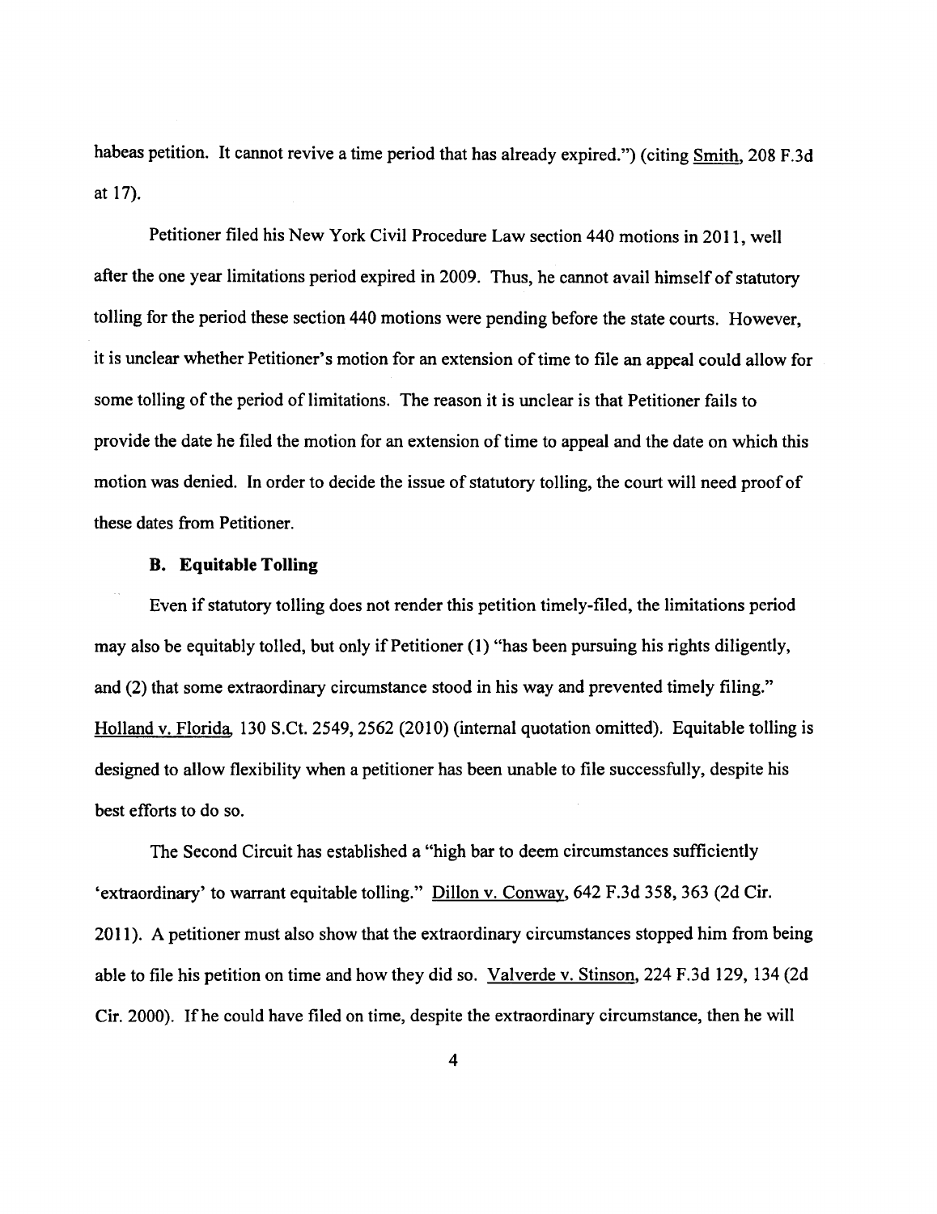habeas petition. It cannot revive a time period that has already expired.") (citing Smith, 208 F.3d at 17).

Petitioner filed his New York Civil Procedure Law section 440 motions in 2011, well after the one year limitations period expired in 2009. Thus, he cannot avail himself of statutory tolling for the period these section 440 motions were pending before the state courts. However, it is unclear whether Petitioner's motion for an extension of time to file an appeal could allow for some tolling of the period of limitations. The reason it is unclear is that Petitioner fails to provide the date he filed the motion for an extension of time to appeal and the date on which this motion was denied. In order to decide the issue of statutory tolling, the court will need proof of these dates from Petitioner.

### B. Equitable Tolling

Even if statutory tolling does not render this petition timely-filed, the limitations period may also be equitably tolled, but only if Petitioner (1) "has been pursuing his rights diligently, and (2) that some extraordinary circumstance stood in his way and prevented timely filing." Holland v. Florida, 130 S.Ct. 2549, 2562 (2010) (internal quotation omitted). Equitable tolling is designed to allow flexibility when a petitioner has been unable to file successfully, despite his best efforts to do so.

The Second Circuit has established a "high bar to deem circumstances sufficiently 'extraordinary' to warrant equitable tolling." Dillon v. Conway, 642 F.3d 358, 363 (2d Cir. 2011). A petitioner must also show that the extraordinary circumstances stopped him from being able to file his petition on time and how they did so. Valverde v. Stinson, 224 F.3d 129, 134 (2d Cir. 2000). If he could have filed on time, despite the extraordinary circumstance, then he will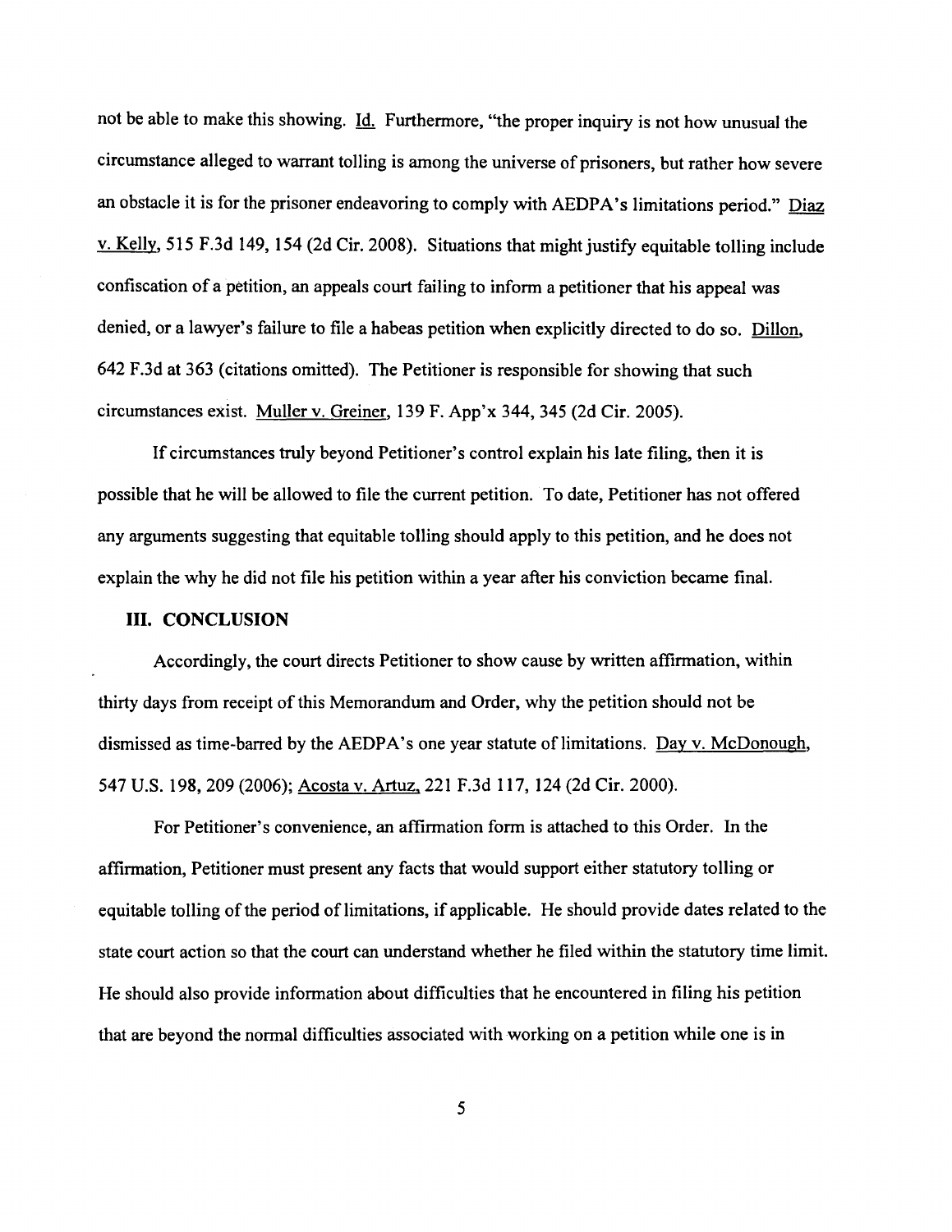not be able to make this showing. Id. Furthermore, "the proper inquiry is not how unusual the circumstance alleged to warrant tolling is among the universe of prisoners, but rather how severe an obstacle it is for the prisoner endeavoring to comply with AEDPA's limitations period." Diaz v. Kelly, 515 F.3d 149, 154 (2d Cir. 2008). Situations that might justify equitable tolling include confiscation of a petition, an appeals court failing to inform a petitioner that his appeal was denied, or a lawyer's failure to file a habeas petition when explicitly directed to do so. Dillon, 642 F.3d at 363 (citations omitted). The Petitioner is responsible for showing that such circumstances exist. Muller v. Greiner, 139 F. App'x 344, 345 (2d Cir. 2005).

If circumstances truly beyond Petitioner's control explain his late filing, then it is possible that he will be allowed to file the current petition. To date, Petitioner has not offered any arguments suggesting that equitable tolling should apply to this petition, and he does not explain the why he did not file his petition within a year after his conviction became final.

## III. CONCLUSION

Accordingly, the court directs Petitioner to show cause by written affirmation, within thirty days from receipt of this Memorandum and Order, why the petition should not be dismissed as time-barred by the AEDPA's one year statute of limitations. Day v. McDonough, 547 U.S. 198, 209 (2006); Acosta v. Artuz, 221 F.3d 117, 124 (2d Cir. 2000).

For Petitioner's convenience, an affirmation form is attached to this Order. In the affirmation, Petitioner must present any facts that would support either statutory tolling or equitable tolling of the period of limitations, if applicable. He should provide dates related to the state court action so that the court can understand whether he filed within the statutory time limit. He should also provide information about difficulties that he encountered in filing his petition that are beyond the normal difficulties associated with working on a petition while one is in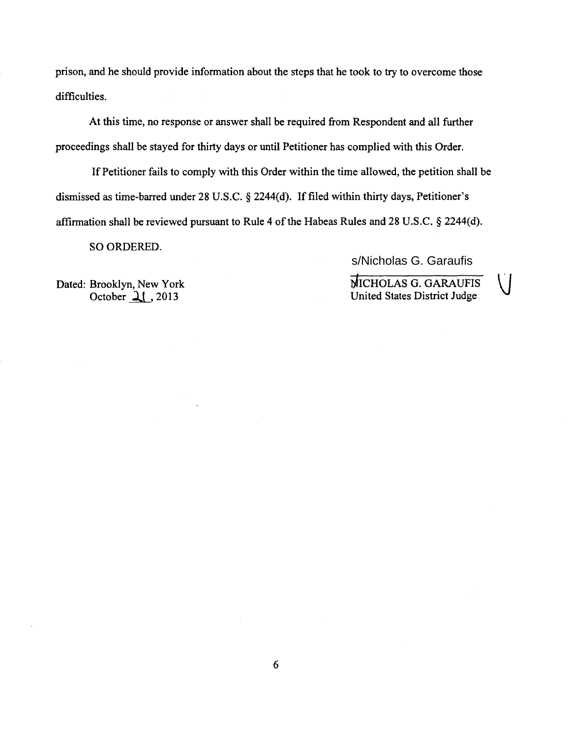prison, and he should provide information about the steps that he took to try to overcome those difficulties.

At this time, no response or answer shall be required from Respondent and all further proceedings shall be stayed for thirty days or until Petitioner has complied with this Order.

If Petitioner fails to comply with this Order within the time allowed, the petition shall be dismissed as time-barred under 28 U.S.C. § 2244(d). If filed within thirty days, Petitioner's affirmation shall be reviewed pursuant to Rule 4 of the Habeas Rules and 28 U.S.C. § 2244(d).

SO ORDERED.

s/Nicholas G. Garaufis

NICHOLAS G. GARAUFIS
United States District Judge

Dated: Brooklyn, New York
October 21, 2013